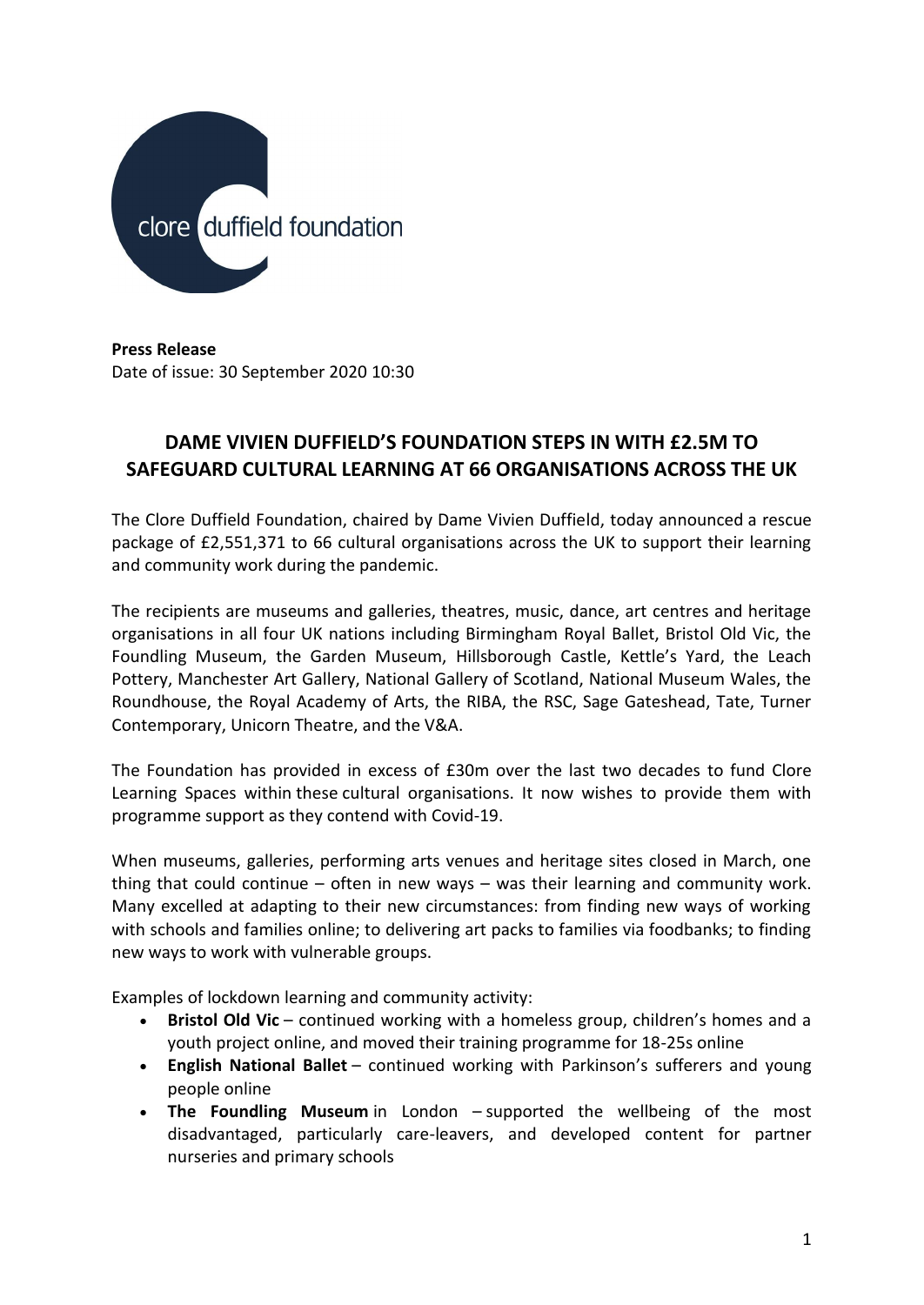clore duffield foundation

**Press Release**
Date of issue: 30 September 2020 10:30

# DAME VIVIEN DUFFIELD'S FOUNDATION STEPS IN WITH £2.5M TO SAFEGUARD CULTURAL LEARNING AT 66 ORGANISATIONS ACROSS THE UK

The Clore Duffield Foundation, chaired by Dame Vivien Duffield, today announced a rescue package of £2,551,371 to 66 cultural organisations across the UK to support their learning and community work during the pandemic.

The recipients are museums and galleries, theatres, music, dance, art centres and heritage organisations in all four UK nations including Birmingham Royal Ballet, Bristol Old Vic, the Foundling Museum, the Garden Museum, Hillsborough Castle, Kettle's Yard, the Leach Pottery, Manchester Art Gallery, National Gallery of Scotland, National Museum Wales, the Roundhouse, the Royal Academy of Arts, the RIBA, the RSC, Sage Gateshead, Tate, Turner Contemporary, Unicorn Theatre, and the V&A.

The Foundation has provided in excess of £30m over the last two decades to fund Clore Learning Spaces within these cultural organisations. It now wishes to provide them with programme support as they contend with Covid-19.

When museums, galleries, performing arts venues and heritage sites closed in March, one thing that could continue – often in new ways – was their learning and community work. Many excelled at adapting to their new circumstances: from finding new ways of working with schools and families online; to delivering art packs to families via foodbanks; to finding new ways to work with vulnerable groups.

Examples of lockdown learning and community activity:

- **Bristol Old Vic** – continued working with a homeless group, children's homes and a youth project online, and moved their training programme for 18-25s online
- **English National Ballet** – continued working with Parkinson's sufferers and young people online
- **The Foundling Museum** in London – supported the wellbeing of the most disadvantaged, particularly care-leavers, and developed content for partner nurseries and primary schools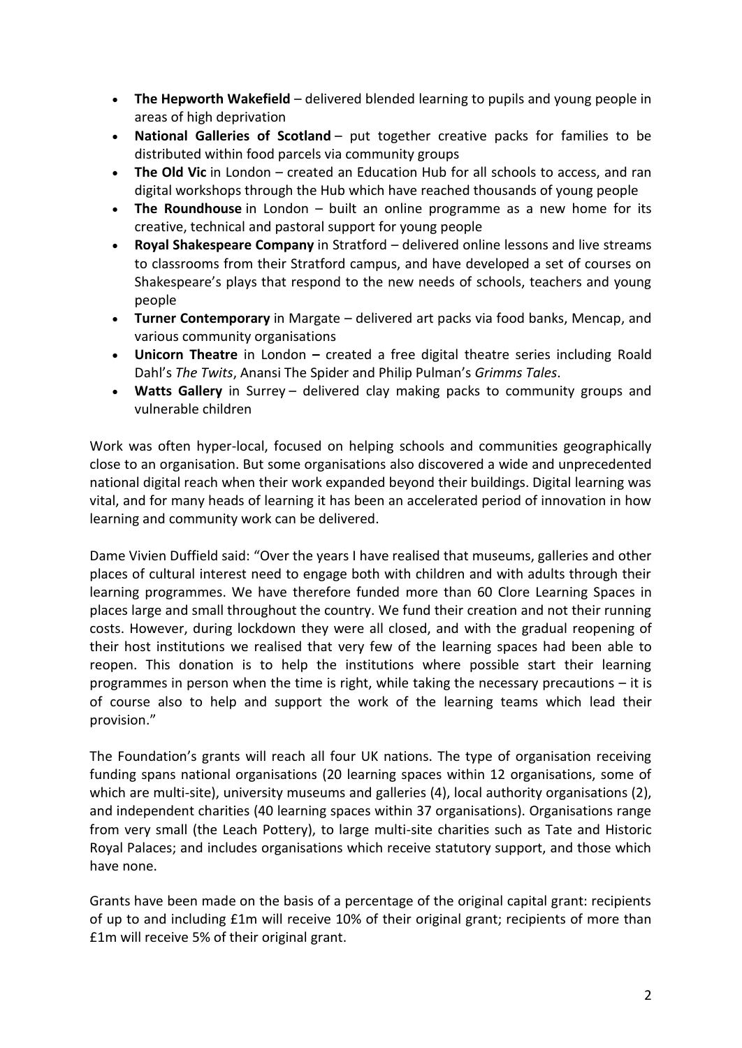- **The Hepworth Wakefield** – delivered blended learning to pupils and young people in areas of high deprivation
- **National Galleries of Scotland** – put together creative packs for families to be distributed within food parcels via community groups
- **The Old Vic** in London – created an Education Hub for all schools to access, and ran digital workshops through the Hub which have reached thousands of young people
- **The Roundhouse** in London – built an online programme as a new home for its creative, technical and pastoral support for young people
- **Royal Shakespeare Company** in Stratford – delivered online lessons and live streams to classrooms from their Stratford campus, and have developed a set of courses on Shakespeare's plays that respond to the new needs of schools, teachers and young people
- **Turner Contemporary** in Margate – delivered art packs via food banks, Mencap, and various community organisations
- **Unicorn Theatre** in London **–** created a free digital theatre series including Roald Dahl's *The Twits*, Anansi The Spider and Philip Pulman's *Grimms Tales*.
- **Watts Gallery** in Surrey – delivered clay making packs to community groups and vulnerable children

Work was often hyper-local, focused on helping schools and communities geographically close to an organisation. But some organisations also discovered a wide and unprecedented national digital reach when their work expanded beyond their buildings. Digital learning was vital, and for many heads of learning it has been an accelerated period of innovation in how learning and community work can be delivered.

Dame Vivien Duffield said: "Over the years I have realised that museums, galleries and other places of cultural interest need to engage both with children and with adults through their learning programmes. We have therefore funded more than 60 Clore Learning Spaces in places large and small throughout the country. We fund their creation and not their running costs. However, during lockdown they were all closed, and with the gradual reopening of their host institutions we realised that very few of the learning spaces had been able to reopen. This donation is to help the institutions where possible start their learning programmes in person when the time is right, while taking the necessary precautions – it is of course also to help and support the work of the learning teams which lead their provision."

The Foundation's grants will reach all four UK nations. The type of organisation receiving funding spans national organisations (20 learning spaces within 12 organisations, some of which are multi-site), university museums and galleries (4), local authority organisations (2), and independent charities (40 learning spaces within 37 organisations). Organisations range from very small (the Leach Pottery), to large multi-site charities such as Tate and Historic Royal Palaces; and includes organisations which receive statutory support, and those which have none.

Grants have been made on the basis of a percentage of the original capital grant: recipients of up to and including £1m will receive 10% of their original grant; recipients of more than £1m will receive 5% of their original grant.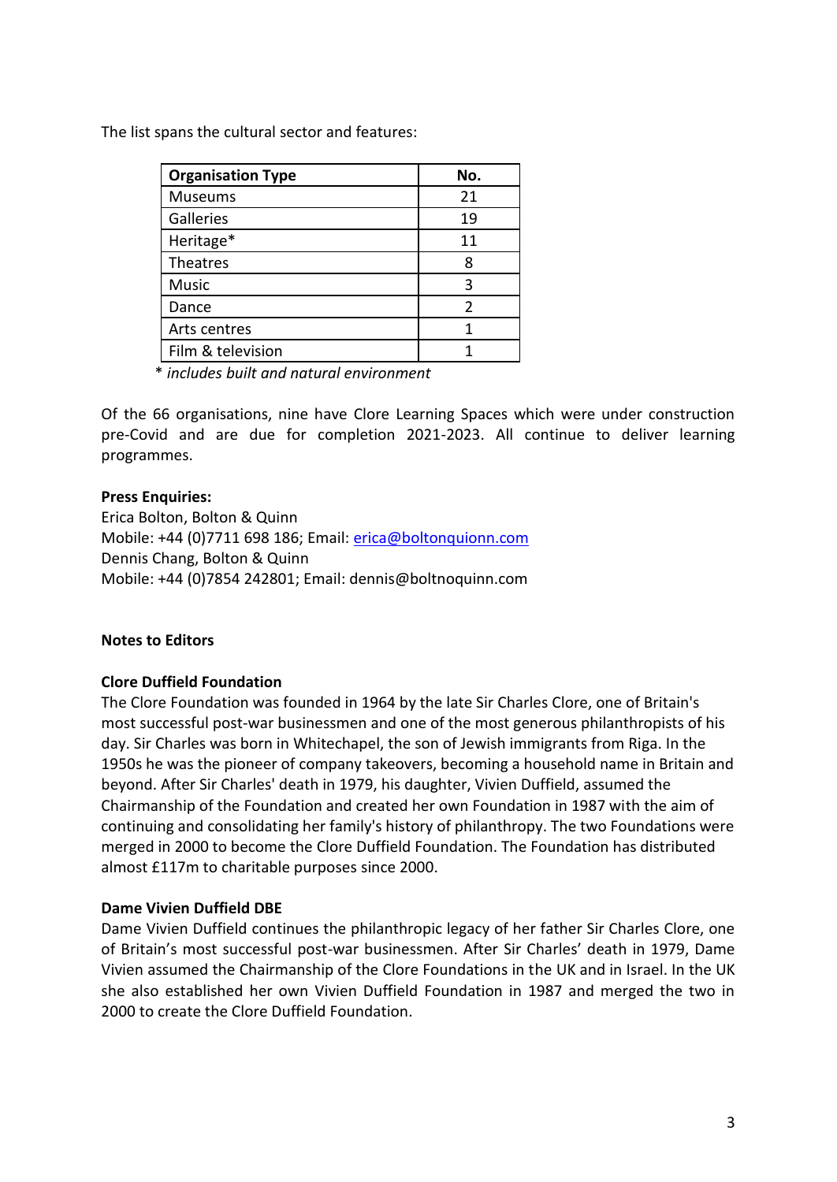The list spans the cultural sector and features:

| Organisation Type | No. |
|---|---|
| Museums | 21 |
| Galleries | 19 |
| Heritage* | 11 |
| Theatres | 8 |
| Music | 3 |
| Dance | 2 |
| Arts centres | 1 |
| Film & television | 1 |

\* *includes built and natural environment*

Of the 66 organisations, nine have Clore Learning Spaces which were under construction pre-Covid and are due for completion 2021-2023. All continue to deliver learning programmes.

**Press Enquiries:**
Erica Bolton, Bolton & Quinn
Mobile: +44 (0)7711 698 186; Email: erica@boltonquionn.com
Dennis Chang, Bolton & Quinn
Mobile: +44 (0)7854 242801; Email: dennis@boltnoquinn.com

**Notes to Editors**

**Clore Duffield Foundation**
The Clore Foundation was founded in 1964 by the late Sir Charles Clore, one of Britain's most successful post-war businessmen and one of the most generous philanthropists of his day. Sir Charles was born in Whitechapel, the son of Jewish immigrants from Riga. In the 1950s he was the pioneer of company takeovers, becoming a household name in Britain and beyond. After Sir Charles' death in 1979, his daughter, Vivien Duffield, assumed the Chairmanship of the Foundation and created her own Foundation in 1987 with the aim of continuing and consolidating her family's history of philanthropy. The two Foundations were merged in 2000 to become the Clore Duffield Foundation. The Foundation has distributed almost £117m to charitable purposes since 2000.

**Dame Vivien Duffield DBE**
Dame Vivien Duffield continues the philanthropic legacy of her father Sir Charles Clore, one of Britain's most successful post-war businessmen. After Sir Charles' death in 1979, Dame Vivien assumed the Chairmanship of the Clore Foundations in the UK and in Israel. In the UK she also established her own Vivien Duffield Foundation in 1987 and merged the two in 2000 to create the Clore Duffield Foundation.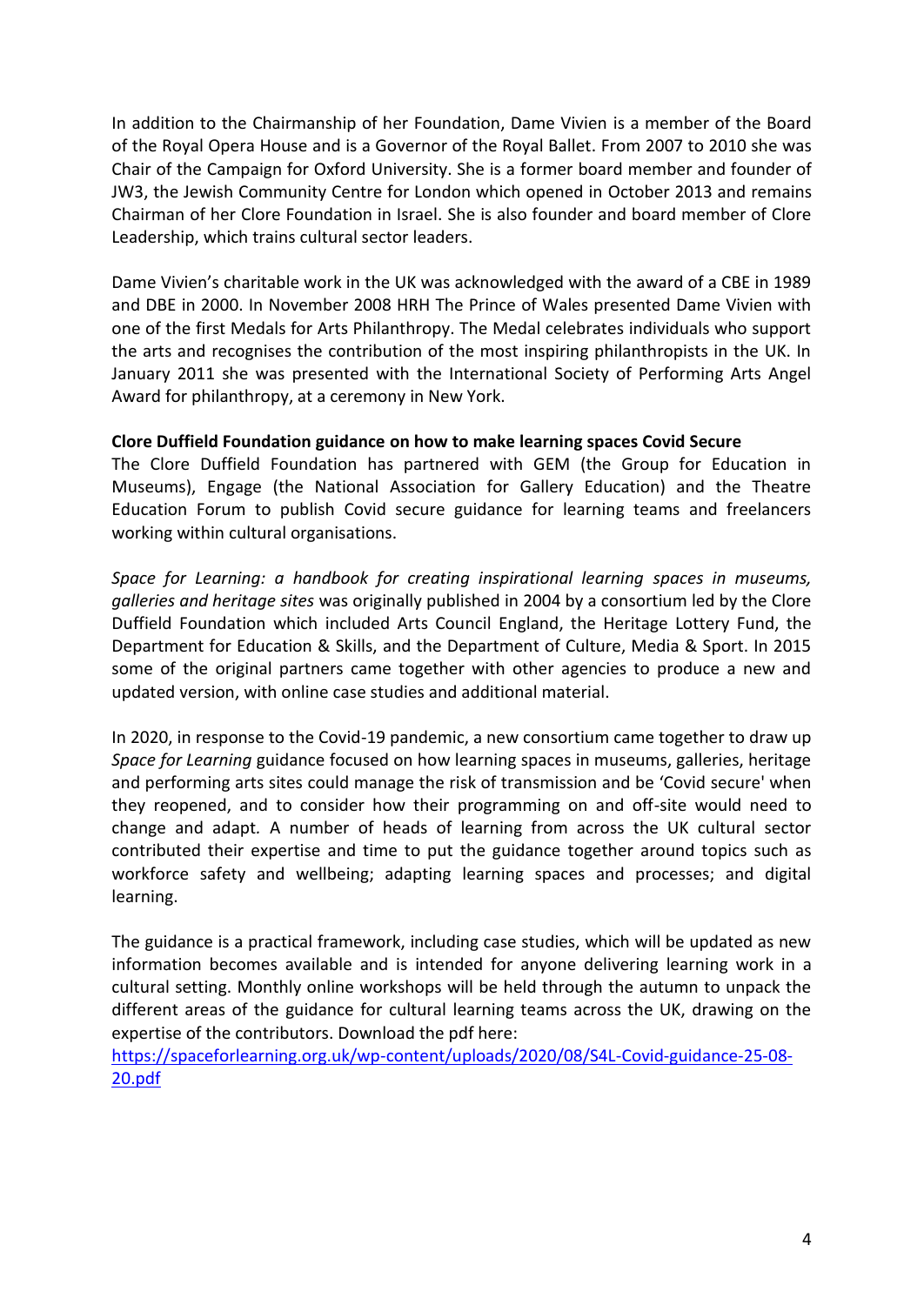In addition to the Chairmanship of her Foundation, Dame Vivien is a member of the Board of the Royal Opera House and is a Governor of the Royal Ballet. From 2007 to 2010 she was Chair of the Campaign for Oxford University. She is a former board member and founder of JW3, the Jewish Community Centre for London which opened in October 2013 and remains Chairman of her Clore Foundation in Israel. She is also founder and board member of Clore Leadership, which trains cultural sector leaders.

Dame Vivien's charitable work in the UK was acknowledged with the award of a CBE in 1989 and DBE in 2000. In November 2008 HRH The Prince of Wales presented Dame Vivien with one of the first Medals for Arts Philanthropy. The Medal celebrates individuals who support the arts and recognises the contribution of the most inspiring philanthropists in the UK. In January 2011 she was presented with the International Society of Performing Arts Angel Award for philanthropy, at a ceremony in New York.

**Clore Duffield Foundation guidance on how to make learning spaces Covid Secure**

The Clore Duffield Foundation has partnered with GEM (the Group for Education in Museums), Engage (the National Association for Gallery Education) and the Theatre Education Forum to publish Covid secure guidance for learning teams and freelancers working within cultural organisations.

*Space for Learning: a handbook for creating inspirational learning spaces in museums, galleries and heritage sites* was originally published in 2004 by a consortium led by the Clore Duffield Foundation which included Arts Council England, the Heritage Lottery Fund, the Department for Education & Skills, and the Department of Culture, Media & Sport. In 2015 some of the original partners came together with other agencies to produce a new and updated version, with online case studies and additional material.

In 2020, in response to the Covid-19 pandemic, a new consortium came together to draw up *Space for Learning* guidance focused on how learning spaces in museums, galleries, heritage and performing arts sites could manage the risk of transmission and be 'Covid secure' when they reopened, and to consider how their programming on and off-site would need to change and adapt. A number of heads of learning from across the UK cultural sector contributed their expertise and time to put the guidance together around topics such as workforce safety and wellbeing; adapting learning spaces and processes; and digital learning.

The guidance is a practical framework, including case studies, which will be updated as new information becomes available and is intended for anyone delivering learning work in a cultural setting. Monthly online workshops will be held through the autumn to unpack the different areas of the guidance for cultural learning teams across the UK, drawing on the expertise of the contributors. Download the pdf here:
https://spaceforlearning.org.uk/wp-content/uploads/2020/08/S4L-Covid-guidance-25-08-20.pdf